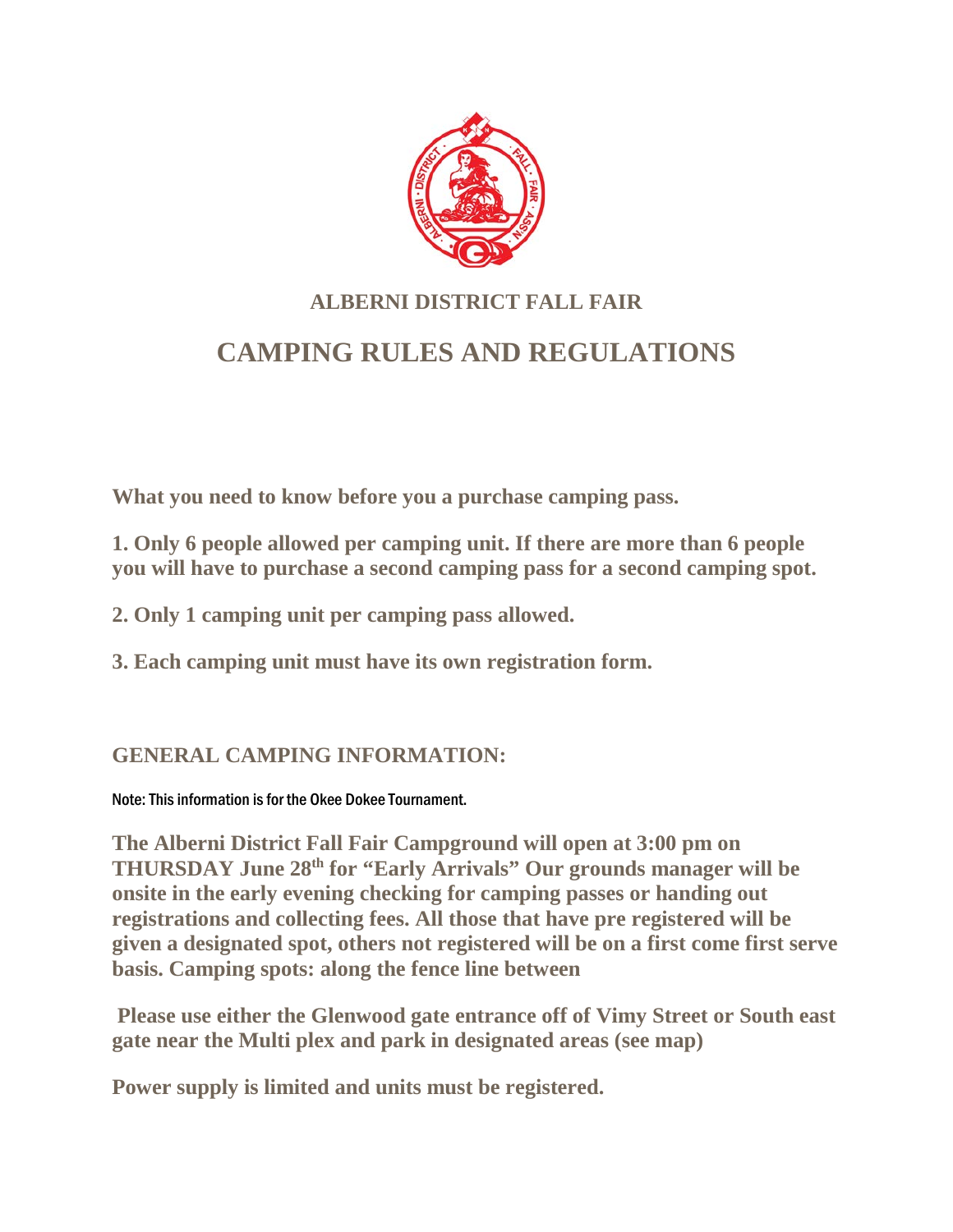## ALBERNI DISTRICT FALL FAIR

# CAMPING RULES AND REGULATIONS

**What you need to know before you a purchase camping pass.**

**1. Only 6 people allowed per camping unit. If there are more than 6 people you will have to purchase a second camping pass for a second camping spot.**

**2. Only 1 camping unit per camping pass allowed.**

**3. Each camping unit must have its own registration form.**

## GENERAL CAMPING INFORMATION:

Note: This information is for the Okee Dokee Tournament.

**The Alberni District Fall Fair Campground will open at 3:00 pm on THURSDAY June 28th for "Early Arrivals" Our grounds manager will be onsite in the early evening checking for camping passes or handing out registrations and collecting fees. All those that have pre registered will be given a designated spot, others not registered will be on a first come first serve basis. Camping spots: along the fence line between**

**Please use either the Glenwood gate entrance off of Vimy Street or South east gate near the Multi plex and park in designated areas (see map)**

**Power supply is limited and units must be registered.**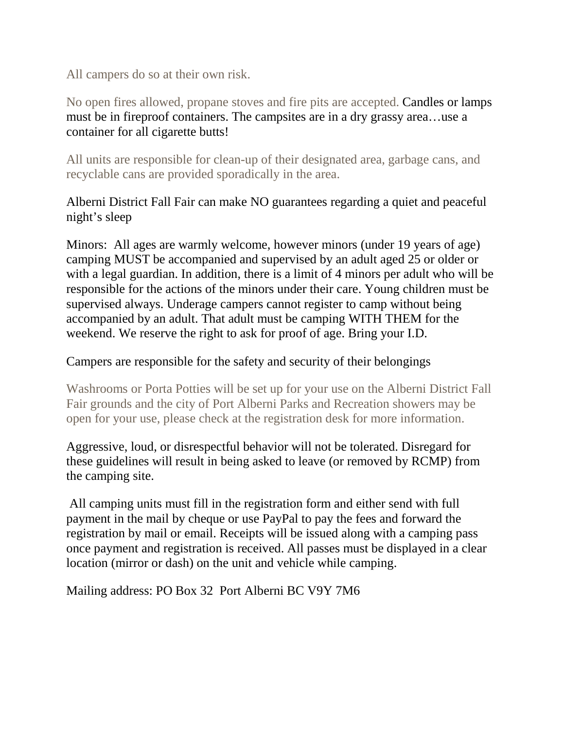All campers do so at their own risk.

No open fires allowed, propane stoves and fire pits are accepted. Candles or lamps must be in fireproof containers. The campsites are in a dry grassy area…use a container for all cigarette butts!

All units are responsible for clean-up of their designated area, garbage cans, and recyclable cans are provided sporadically in the area.

Alberni District Fall Fair can make NO guarantees regarding a quiet and peaceful night's sleep

Minors: All ages are warmly welcome, however minors (under 19 years of age) camping MUST be accompanied and supervised by an adult aged 25 or older or with a legal guardian. In addition, there is a limit of 4 minors per adult who will be responsible for the actions of the minors under their care. Young children must be supervised always. Underage campers cannot register to camp without being accompanied by an adult. That adult must be camping WITH THEM for the weekend. We reserve the right to ask for proof of age. Bring your I.D.

Campers are responsible for the safety and security of their belongings

Washrooms or Porta Potties will be set up for your use on the Alberni District Fall Fair grounds and the city of Port Alberni Parks and Recreation showers may be open for your use, please check at the registration desk for more information.

Aggressive, loud, or disrespectful behavior will not be tolerated. Disregard for these guidelines will result in being asked to leave (or removed by RCMP) from the camping site.

All camping units must fill in the registration form and either send with full payment in the mail by cheque or use PayPal to pay the fees and forward the registration by mail or email. Receipts will be issued along with a camping pass once payment and registration is received. All passes must be displayed in a clear location (mirror or dash) on the unit and vehicle while camping.

Mailing address: PO Box 32 Port Alberni BC V9Y 7M6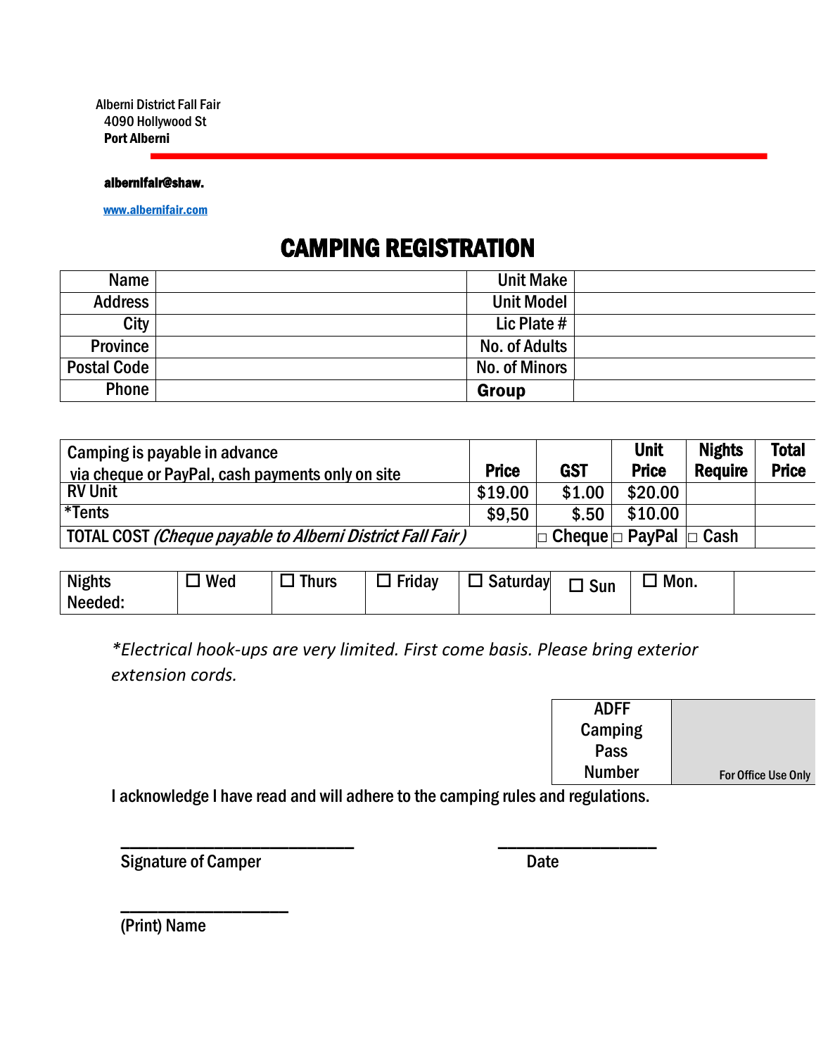Alberni District Fall Fair
4090 Hollywood St
**Port Alberni**

**albernifair@shaw.**

www.albernifair.com

# CAMPING REGISTRATION

| | | | |
|---|---|---|---|
| Name | | Unit Make | |
| Address | | Unit Model | |
| City | | Lic Plate # | |
| Province | | No. of Adults | |
| Postal Code | | No. of Minors | |
| Phone | | **Group** | |

| Camping is payable in advance via cheque or PayPal, cash payments only on site | **Price** | **GST** | **Unit Price** | **Nights Require** | **Total Price** |
|---|---|---|---|---|---|
| RV Unit | $19.00 | $1.00 | $20.00 | | |
| *Tents | $9,50 | $.50 | $10.00 | | |
| TOTAL COST *(Cheque payable to Alberni District Fall Fair)* | | □ Cheque | □ PayPal | □ Cash | |

| | | | | | | | |
|---|---|---|---|---|---|---|---|
| Nights Needed: | ☐ Wed | ☐ Thurs | ☐ Friday | ☐ Saturday | ☐ Sun | ☐ Mon. | |

*\*Electrical hook-ups are very limited. First come basis. Please bring exterior extension cords.*

| | |
|---|---|
| ADFF Camping Pass Number | For Office Use Only |

I acknowledge I have read and will adhere to the camping rules and regulations.

\_\_\_\_\_\_\_\_\_\_\_\_\_\_\_\_\_\_\_\_\_\_\_\_\_\_\_\_ \_\_\_\_\_\_\_\_\_\_\_\_\_\_\_\_\_\_\_
Signature of Camper Date

\_\_\_\_\_\_\_\_\_\_\_\_\_\_\_\_\_\_\_\_
(Print) Name